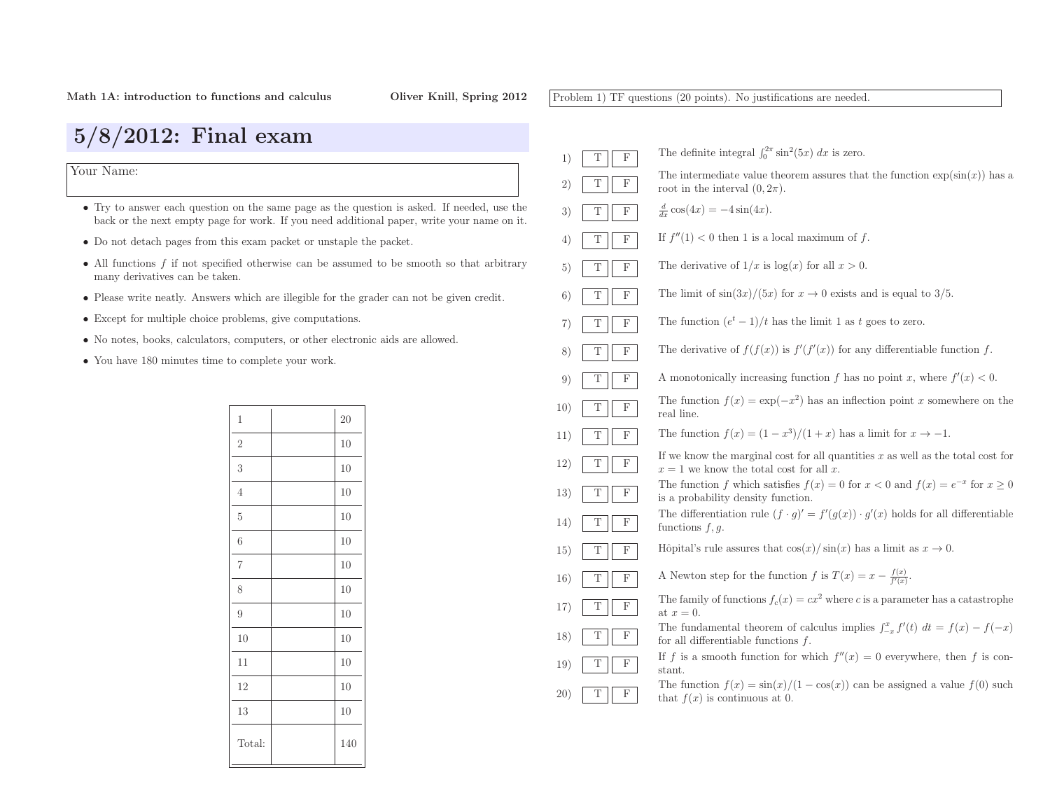Math 1A: introduction to functions and calculus — Oliver Knill, Spring 2012

# 5/8/2012: Final exam

Your Name:

- Try to answer each question on the same page as the question is asked. If needed, use the back or the next empty page for work. If you need additional paper, write your name on it.
- Do not detach pages from this exam packet or unstaple the packet.
- All functions $f$ if not specified otherwise can be assumed to be smooth so that arbitrary many derivatives can be taken.
- Please write neatly. Answers which are illegible for the grader can not be given credit.
- Except for multiple choice problems, give computations.
- No notes, books, calculators, computers, or other electronic aids are allowed.
- You have 180 minutes time to complete your work.

| | | |
|---|---|---|
| 1 | | 20 |
| 2 | | 10 |
| 3 | | 10 |
| 4 | | 10 |
| 5 | | 10 |
| 6 | | 10 |
| 7 | | 10 |
| 8 | | 10 |
| 9 | | 10 |
| 10 | | 10 |
| 11 | | 10 |
| 12 | | 10 |
| 13 | | 10 |
| Total: | | 140 |

Problem 1) TF questions (20 points). No justifications are needed.

1) T F The definite integral $\int_0^{2\pi} \sin^2(5x)\, dx$ is zero.

2) T F The intermediate value theorem assures that the function $\exp(\sin(x))$ has a root in the interval $(0, 2\pi)$.

3) T F $\frac{d}{dx}\cos(4x) = -4\sin(4x)$.

4) T F If $f''(1) < 0$ then 1 is a local maximum of $f$.

5) T F The derivative of $1/x$ is $\log(x)$ for all $x > 0$.

6) T F The limit of $\sin(3x)/(5x)$ for $x \to 0$ exists and is equal to $3/5$.

7) T F The function $(e^t - 1)/t$ has the limit 1 as $t$ goes to zero.

8) T F The derivative of $f(f(x))$ is $f'(f'(x))$ for any differentiable function $f$.

9) T F A monotonically increasing function $f$ has no point $x$, where $f'(x) < 0$.

10) T F The function $f(x) = \exp(-x^2)$ has an inflection point $x$ somewhere on the real line.

11) T F The function $f(x) = (1 - x^3)/(1 + x)$ has a limit for $x \to -1$.

12) T F If we know the marginal cost for all quantities $x$ as well as the total cost for $x = 1$ we know the total cost for all $x$.

13) T F The function $f$ which satisfies $f(x) = 0$ for $x < 0$ and $f(x) = e^{-x}$ for $x \geq 0$ is a probability density function.

14) T F The differentiation rule $(f \cdot g)' = f'(g(x)) \cdot g'(x)$ holds for all differentiable functions $f, g$.

15) T F Hôpital's rule assures that $\cos(x)/\sin(x)$ has a limit as $x \to 0$.

16) T F A Newton step for the function $f$ is $T(x) = x - \frac{f(x)}{f'(x)}$.

17) T F The family of functions $f_c(x) = cx^2$ where $c$ is a parameter has a catastrophe at $x = 0$.

18) T F The fundamental theorem of calculus implies $\int_{-x}^{x} f'(t)\, dt = f(x) - f(-x)$ for all differentiable functions $f$.

19) T F If $f$ is a smooth function for which $f''(x) = 0$ everywhere, then $f$ is constant.

20) T F The function $f(x) = \sin(x)/(1 - \cos(x))$ can be assigned a value $f(0)$ such that $f(x)$ is continuous at 0.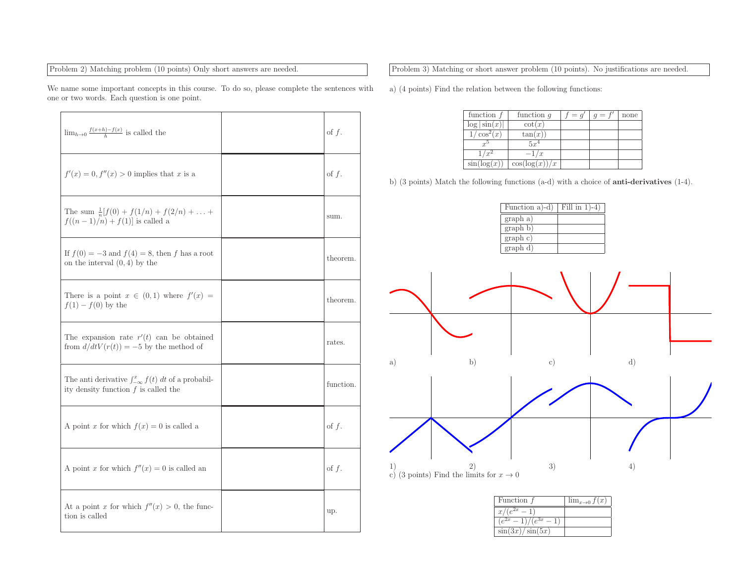Problem 2) Matching problem (10 points) Only short answers are needed.

We name some important concepts in this course. To do so, please complete the sentences with one or two words. Each question is one point.

| | | |
|---|---|---|
| $\lim_{h\to 0} \frac{f(x+h)-f(x)}{h}$ is called the | | of $f$. |
| $f'(x) = 0, f''(x) > 0$ implies that $x$ is a | | of $f$. |
| The sum $\frac{1}{n}[f(0) + f(1/n) + f(2/n) + \ldots + f((n-1)/n) + f(1)]$ is called a | | sum. |
| If $f(0) = -3$ and $f(4) = 8$, then $f$ has a root on the interval $(0, 4)$ by the | | theorem. |
| There is a point $x \in (0, 1)$ where $f'(x) = f(1) - f(0)$ by the | | theorem. |
| The expansion rate $r'(t)$ can be obtained from $d/dtV(r(t)) = -5$ by the method of | | rates. |
| The anti derivative $\int_{-\infty}^{x} f(t)\,dt$ of a probability density function $f$ is called the | | function. |
| A point $x$ for which $f(x) = 0$ is called a | | of $f$. |
| A point $x$ for which $f''(x) = 0$ is called an | | of $f$. |
| At a point $x$ for which $f''(x) > 0$, the function is called | | up. |

Problem 3) Matching or short answer problem (10 points). No justifications are needed.

a) (4 points) Find the relation between the following functions:

| function $f$ | function $g$ | $f = g'$ | $g = f'$ | none |
|---|---|---|---|---|
| $\log\lvert\sin(x)\rvert$ | $\cot(x)$ | | | |
| $1/\cos^2(x)$ | $\tan(x))$ | | | |
| $x^5$ | $5x^4$ | | | |
| $1/x^2$ | $-1/x$ | | | |
| $\sin(\log(x))$ | $\cos(\log(x))/x$ | | | |

b) (3 points) Match the following functions (a-d) with a choice of **anti-derivatives** (1-4).

| Function a)-d) | Fill in 1)-4) |
|---|---|
| graph a) | |
| graph b) | |
| graph c) | |
| graph d) | |

a) b) c) d)

1) 2) 3) 4)

c) (3 points) Find the limits for $x \to 0$

| Function $f$ | $\lim_{x\to 0} f(x)$ |
|---|---|
| $x/(e^{2x} - 1)$ | |
| $(e^{2x} - 1)/(e^{3x} - 1)$ | |
| $\sin(3x)/\sin(5x)$ | |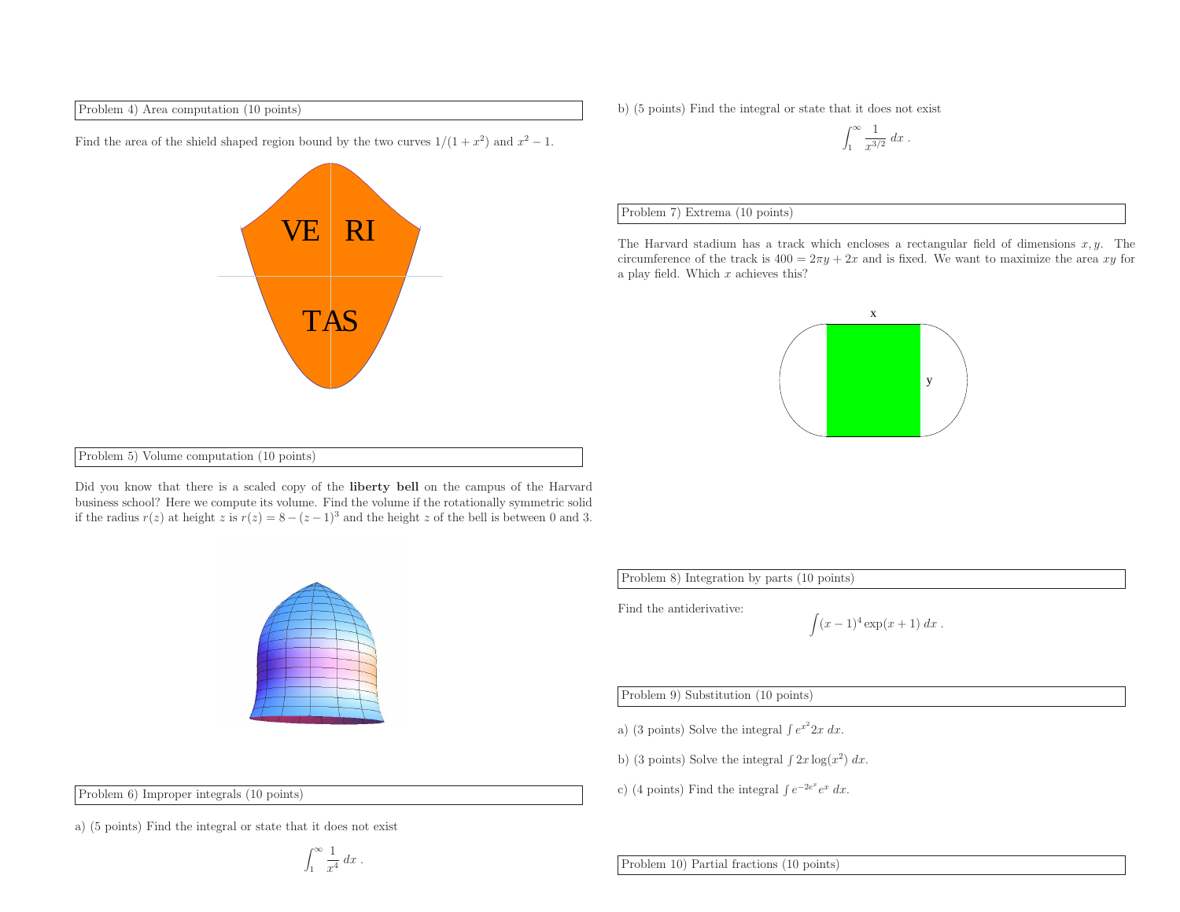**Problem 4) Area computation (10 points)**

Find the area of the shield shaped region bound by the two curves $1/(1+x^2)$ and $x^2-1$.

**Problem 5) Volume computation (10 points)**

Did you know that there is a scaled copy of the **liberty bell** on the campus of the Harvard business school? Here we compute its volume. Find the volume if the rotationally symmetric solid if the radius $r(z)$ at height $z$ is $r(z) = 8-(z-1)^3$ and the height $z$ of the bell is between 0 and 3.

**Problem 6) Improper integrals (10 points)**

a) (5 points) Find the integral or state that it does not exist

$$\int_1^\infty \frac{1}{x^4}\, dx \; .$$

b) (5 points) Find the integral or state that it does not exist

$$\int_1^\infty \frac{1}{x^{3/2}}\, dx \; .$$

**Problem 7) Extrema (10 points)**

The Harvard stadium has a track which encloses a rectangular field of dimensions $x, y$. The circumference of the track is $400 = 2\pi y + 2x$ and is fixed. We want to maximize the area $xy$ for a play field. Which $x$ achieves this?

**Problem 8) Integration by parts (10 points)**

Find the antiderivative:

$$\int (x-1)^4 \exp(x+1)\, dx \; .$$

**Problem 9) Substitution (10 points)**

a) (3 points) Solve the integral $\int e^{x^2} 2x\, dx$.

b) (3 points) Solve the integral $\int 2x \log(x^2)\, dx$.

c) (4 points) Find the integral $\int e^{-2e^x} e^x\, dx$.

**Problem 10) Partial fractions (10 points)**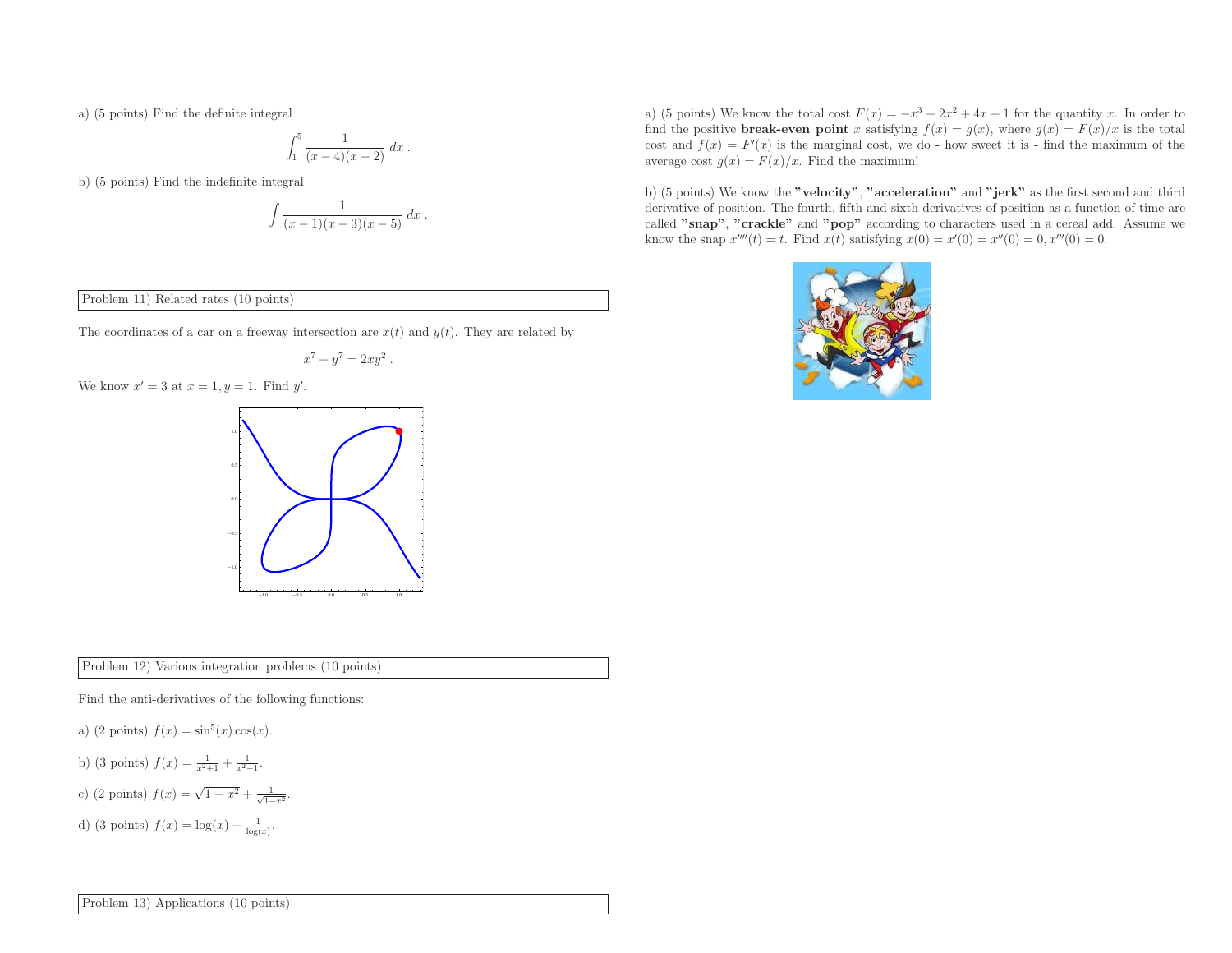a) (5 points) Find the definite integral

$$\int_1^5 \frac{1}{(x-4)(x-2)} \; dx \; .$$

b) (5 points) Find the indefinite integral

$$\int \frac{1}{(x-1)(x-3)(x-5)} \; dx \; .$$

## Problem 11) Related rates (10 points)

The coordinates of a car on a freeway intersection are $x(t)$ and $y(t)$. They are related by

$$x^7 + y^7 = 2xy^2 \; .$$

We know $x' = 3$ at $x = 1, y = 1$. Find $y'$.

1.0
0.5
0.0
−0.5
−1.0
−1.0 −0.5 0.0 0.5 1.0

## Problem 12) Various integration problems (10 points)

Find the anti-derivatives of the following functions:

a) (2 points) $f(x) = \sin^5(x)\cos(x)$.

b) (3 points) $f(x) = \frac{1}{x^2+1} + \frac{1}{x^2-1}$.

c) (2 points) $f(x) = \sqrt{1-x^2} + \frac{1}{\sqrt{1-x^2}}$.

d) (3 points) $f(x) = \log(x) + \frac{1}{\log(x)}$.

## Problem 13) Applications (10 points)

a) (5 points) We know the total cost $F(x) = -x^3 + 2x^2 + 4x + 1$ for the quantity $x$. In order to find the positive **break-even point** $x$ satisfying $f(x) = g(x)$, where $g(x) = F(x)/x$ is the total cost and $f(x) = F'(x)$ is the marginal cost, we do - how sweet it is - find the maximum of the average cost $g(x) = F(x)/x$. Find the maximum!

b) (5 points) We know the **"velocity"**, **"acceleration"** and **"jerk"** as the first second and third derivative of position. The fourth, fifth and sixth derivatives of position as a function of time are called **"snap"**, **"crackle"** and **"pop"** according to characters used in a cereal add. Assume we know the snap $x''''(t) = t$. Find $x(t)$ satisfying $x(0) = x'(0) = x''(0) = 0, x'''(0) = 0$.